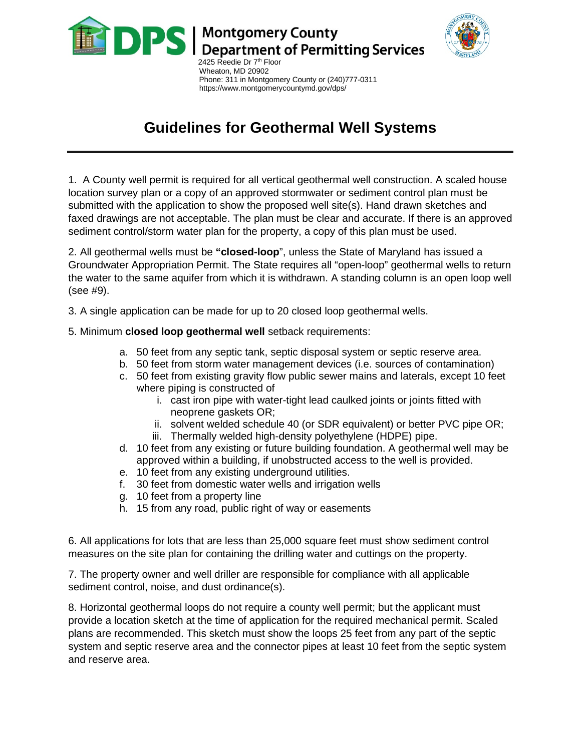**DPS | Montgomery County Department of Permitting Services**
2425 Reedie Dr 7th Floor
Wheaton, MD 20902
Phone: 311 in Montgomery County or (240)777-0311
https://www.montgomerycountymd.gov/dps/

# Guidelines for Geothermal Well Systems

---

1. A County well permit is required for all vertical geothermal well construction. A scaled house location survey plan or a copy of an approved stormwater or sediment control plan must be submitted with the application to show the proposed well site(s). Hand drawn sketches and faxed drawings are not acceptable. The plan must be clear and accurate. If there is an approved sediment control/storm water plan for the property, a copy of this plan must be used.

2. All geothermal wells must be **"closed-loop**", unless the State of Maryland has issued a Groundwater Appropriation Permit. The State requires all "open-loop" geothermal wells to return the water to the same aquifer from which it is withdrawn. A standing column is an open loop well (see #9).

3. A single application can be made for up to 20 closed loop geothermal wells.

5. Minimum **closed loop geothermal well** setback requirements:

   a. 50 feet from any septic tank, septic disposal system or septic reserve area.
   b. 50 feet from storm water management devices (i.e. sources of contamination)
   c. 50 feet from existing gravity flow public sewer mains and laterals, except 10 feet where piping is constructed of
      i. cast iron pipe with water-tight lead caulked joints or joints fitted with neoprene gaskets OR;
      ii. solvent welded schedule 40 (or SDR equivalent) or better PVC pipe OR;
      iii. Thermally welded high-density polyethylene (HDPE) pipe.
   d. 10 feet from any existing or future building foundation. A geothermal well may be approved within a building, if unobstructed access to the well is provided.
   e. 10 feet from any existing underground utilities.
   f. 30 feet from domestic water wells and irrigation wells
   g. 10 feet from a property line
   h. 15 from any road, public right of way or easements

6. All applications for lots that are less than 25,000 square feet must show sediment control measures on the site plan for containing the drilling water and cuttings on the property.

7. The property owner and well driller are responsible for compliance with all applicable sediment control, noise, and dust ordinance(s).

8. Horizontal geothermal loops do not require a county well permit; but the applicant must provide a location sketch at the time of application for the required mechanical permit. Scaled plans are recommended. This sketch must show the loops 25 feet from any part of the septic system and septic reserve area and the connector pipes at least 10 feet from the septic system and reserve area.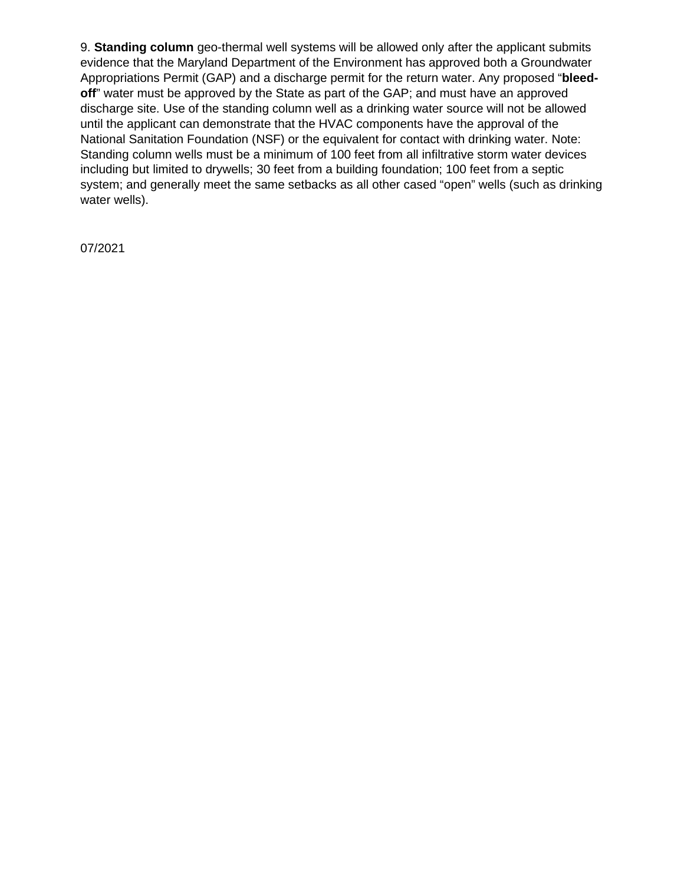9. **Standing column** geo-thermal well systems will be allowed only after the applicant submits evidence that the Maryland Department of the Environment has approved both a Groundwater Appropriations Permit (GAP) and a discharge permit for the return water. Any proposed "**bleed-off**" water must be approved by the State as part of the GAP; and must have an approved discharge site. Use of the standing column well as a drinking water source will not be allowed until the applicant can demonstrate that the HVAC components have the approval of the National Sanitation Foundation (NSF) or the equivalent for contact with drinking water. Note: Standing column wells must be a minimum of 100 feet from all infiltrative storm water devices including but limited to drywells; 30 feet from a building foundation; 100 feet from a septic system; and generally meet the same setbacks as all other cased "open" wells (such as drinking water wells).

07/2021